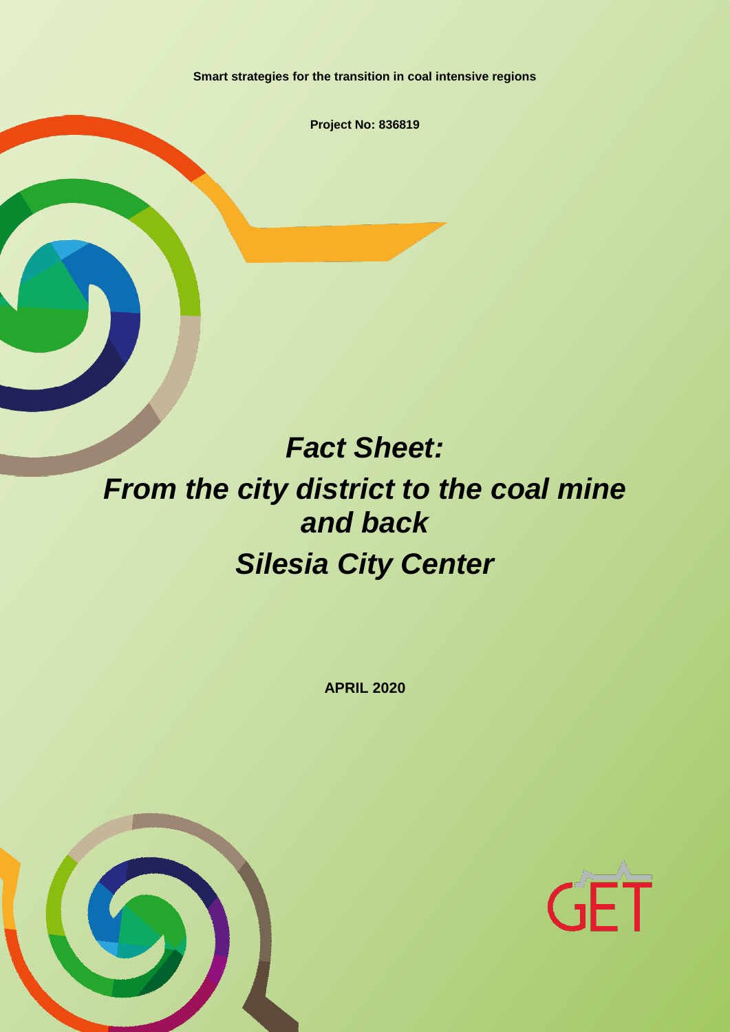Smart strategies for the transition in coal intensive regions

Project No: 836819

# *Fact Sheet:*
# *From the city district to the coal mine and back*
# *Silesia City Center*

APRIL 2020

GET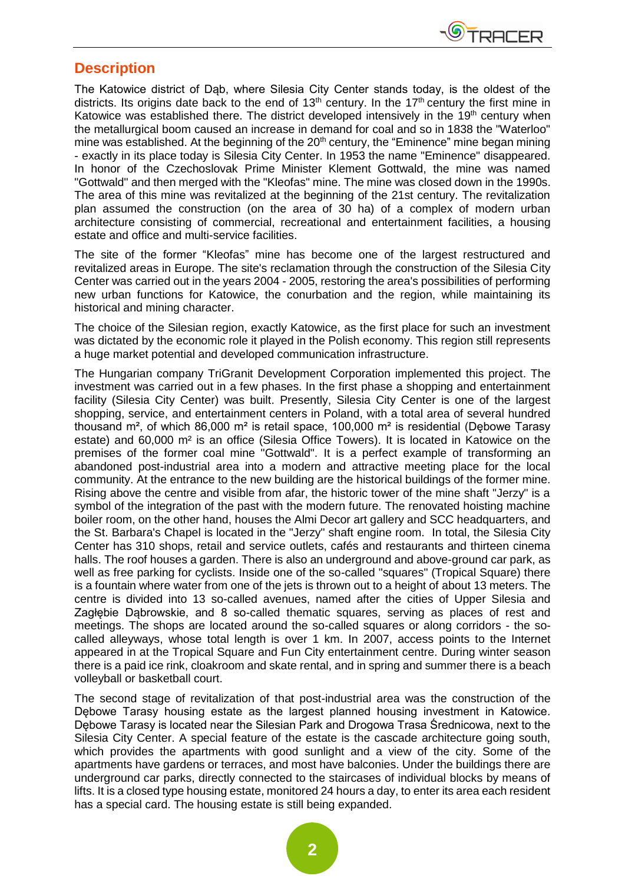## Description

The Katowice district of Dąb, where Silesia City Center stands today, is the oldest of the districts. Its origins date back to the end of 13th century. In the 17th century the first mine in Katowice was established there. The district developed intensively in the 19th century when the metallurgical boom caused an increase in demand for coal and so in 1838 the "Waterloo" mine was established. At the beginning of the 20th century, the "Eminence" mine began mining - exactly in its place today is Silesia City Center. In 1953 the name "Eminence" disappeared. In honor of the Czechoslovak Prime Minister Klement Gottwald, the mine was named "Gottwald" and then merged with the "Kleofas" mine. The mine was closed down in the 1990s. The area of this mine was revitalized at the beginning of the 21st century. The revitalization plan assumed the construction (on the area of 30 ha) of a complex of modern urban architecture consisting of commercial, recreational and entertainment facilities, a housing estate and office and multi-service facilities.

The site of the former "Kleofas" mine has become one of the largest restructured and revitalized areas in Europe. The site's reclamation through the construction of the Silesia City Center was carried out in the years 2004 - 2005, restoring the area's possibilities of performing new urban functions for Katowice, the conurbation and the region, while maintaining its historical and mining character.

The choice of the Silesian region, exactly Katowice, as the first place for such an investment was dictated by the economic role it played in the Polish economy. This region still represents a huge market potential and developed communication infrastructure.

The Hungarian company TriGranit Development Corporation implemented this project. The investment was carried out in a few phases. In the first phase a shopping and entertainment facility (Silesia City Center) was built. Presently, Silesia City Center is one of the largest shopping, service, and entertainment centers in Poland, with a total area of several hundred thousand m², of which 86,000 m² is retail space, 100,000 m² is residential (Dębowe Tarasy estate) and 60,000 m² is an office (Silesia Office Towers). It is located in Katowice on the premises of the former coal mine "Gottwald". It is a perfect example of transforming an abandoned post-industrial area into a modern and attractive meeting place for the local community. At the entrance to the new building are the historical buildings of the former mine. Rising above the centre and visible from afar, the historic tower of the mine shaft "Jerzy" is a symbol of the integration of the past with the modern future. The renovated hoisting machine boiler room, on the other hand, houses the Almi Decor art gallery and SCC headquarters, and the St. Barbara's Chapel is located in the "Jerzy" shaft engine room. In total, the Silesia City Center has 310 shops, retail and service outlets, cafés and restaurants and thirteen cinema halls. The roof houses a garden. There is also an underground and above-ground car park, as well as free parking for cyclists. Inside one of the so-called "squares" (Tropical Square) there is a fountain where water from one of the jets is thrown out to a height of about 13 meters. The centre is divided into 13 so-called avenues, named after the cities of Upper Silesia and Zagłębie Dąbrowskie, and 8 so-called thematic squares, serving as places of rest and meetings. The shops are located around the so-called squares or along corridors - the so-called alleyways, whose total length is over 1 km. In 2007, access points to the Internet appeared in at the Tropical Square and Fun City entertainment centre. During winter season there is a paid ice rink, cloakroom and skate rental, and in spring and summer there is a beach volleyball or basketball court.

The second stage of revitalization of that post-industrial area was the construction of the Dębowe Tarasy housing estate as the largest planned housing investment in Katowice. Dębowe Tarasy is located near the Silesian Park and Drogowa Trasa Średnicowa, next to the Silesia City Center. A special feature of the estate is the cascade architecture going south, which provides the apartments with good sunlight and a view of the city. Some of the apartments have gardens or terraces, and most have balconies. Under the buildings there are underground car parks, directly connected to the staircases of individual blocks by means of lifts. It is a closed type housing estate, monitored 24 hours a day, to enter its area each resident has a special card. The housing estate is still being expanded.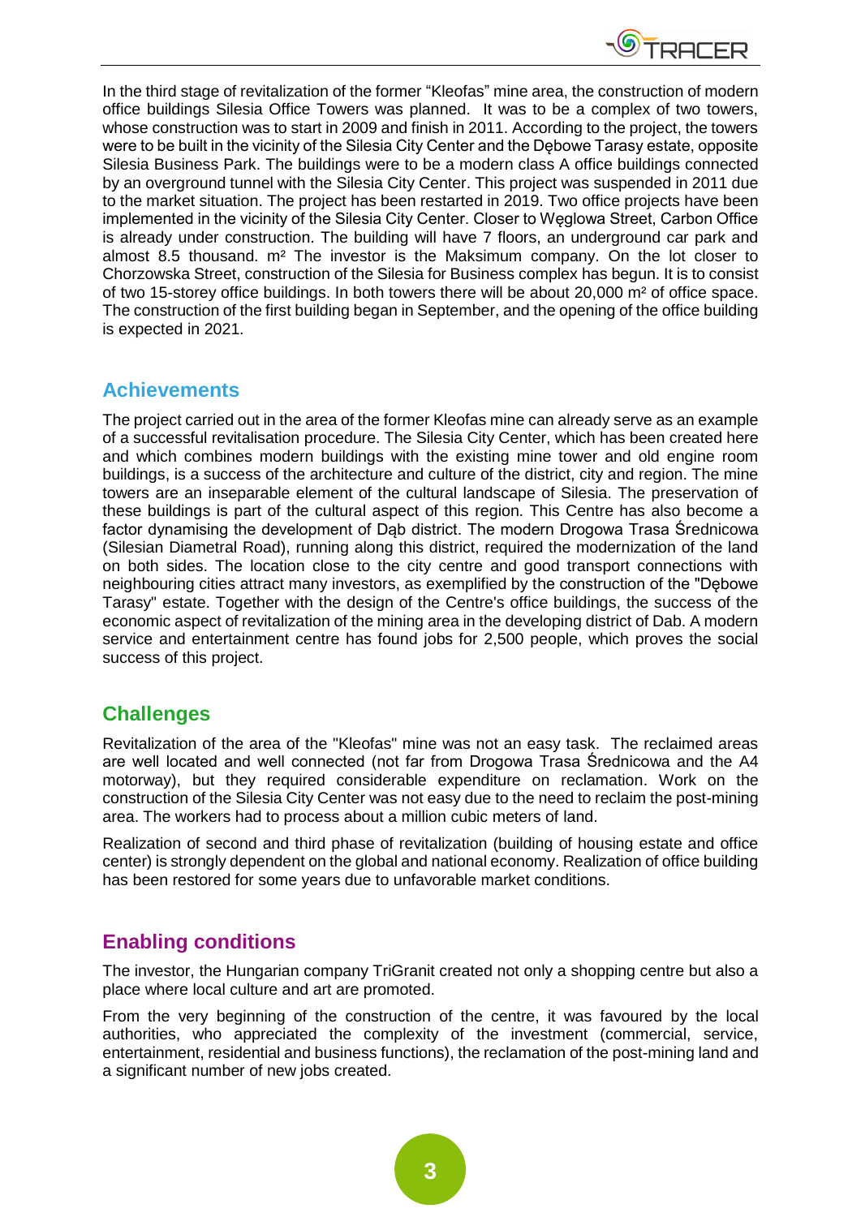In the third stage of revitalization of the former "Kleofas" mine area, the construction of modern office buildings Silesia Office Towers was planned. It was to be a complex of two towers, whose construction was to start in 2009 and finish in 2011. According to the project, the towers were to be built in the vicinity of the Silesia City Center and the Dębowe Tarasy estate, opposite Silesia Business Park. The buildings were to be a modern class A office buildings connected by an overground tunnel with the Silesia City Center. This project was suspended in 2011 due to the market situation. The project has been restarted in 2019. Two office projects have been implemented in the vicinity of the Silesia City Center. Closer to Węglowa Street, Carbon Office is already under construction. The building will have 7 floors, an underground car park and almost 8.5 thousand. m² The investor is the Maksimum company. On the lot closer to Chorzowska Street, construction of the Silesia for Business complex has begun. It is to consist of two 15-storey office buildings. In both towers there will be about 20,000 m² of office space. The construction of the first building began in September, and the opening of the office building is expected in 2021.

## Achievements

The project carried out in the area of the former Kleofas mine can already serve as an example of a successful revitalisation procedure. The Silesia City Center, which has been created here and which combines modern buildings with the existing mine tower and old engine room buildings, is a success of the architecture and culture of the district, city and region. The mine towers are an inseparable element of the cultural landscape of Silesia. The preservation of these buildings is part of the cultural aspect of this region. This Centre has also become a factor dynamising the development of Dąb district. The modern Drogowa Trasa Średnicowa (Silesian Diametral Road), running along this district, required the modernization of the land on both sides. The location close to the city centre and good transport connections with neighbouring cities attract many investors, as exemplified by the construction of the "Dębowe Tarasy" estate. Together with the design of the Centre's office buildings, the success of the economic aspect of revitalization of the mining area in the developing district of Dab. A modern service and entertainment centre has found jobs for 2,500 people, which proves the social success of this project.

## Challenges

Revitalization of the area of the "Kleofas" mine was not an easy task. The reclaimed areas are well located and well connected (not far from Drogowa Trasa Średnicowa and the A4 motorway), but they required considerable expenditure on reclamation. Work on the construction of the Silesia City Center was not easy due to the need to reclaim the post-mining area. The workers had to process about a million cubic meters of land.

Realization of second and third phase of revitalization (building of housing estate and office center) is strongly dependent on the global and national economy. Realization of office building has been restored for some years due to unfavorable market conditions.

## Enabling conditions

The investor, the Hungarian company TriGranit created not only a shopping centre but also a place where local culture and art are promoted.

From the very beginning of the construction of the centre, it was favoured by the local authorities, who appreciated the complexity of the investment (commercial, service, entertainment, residential and business functions), the reclamation of the post-mining land and a significant number of new jobs created.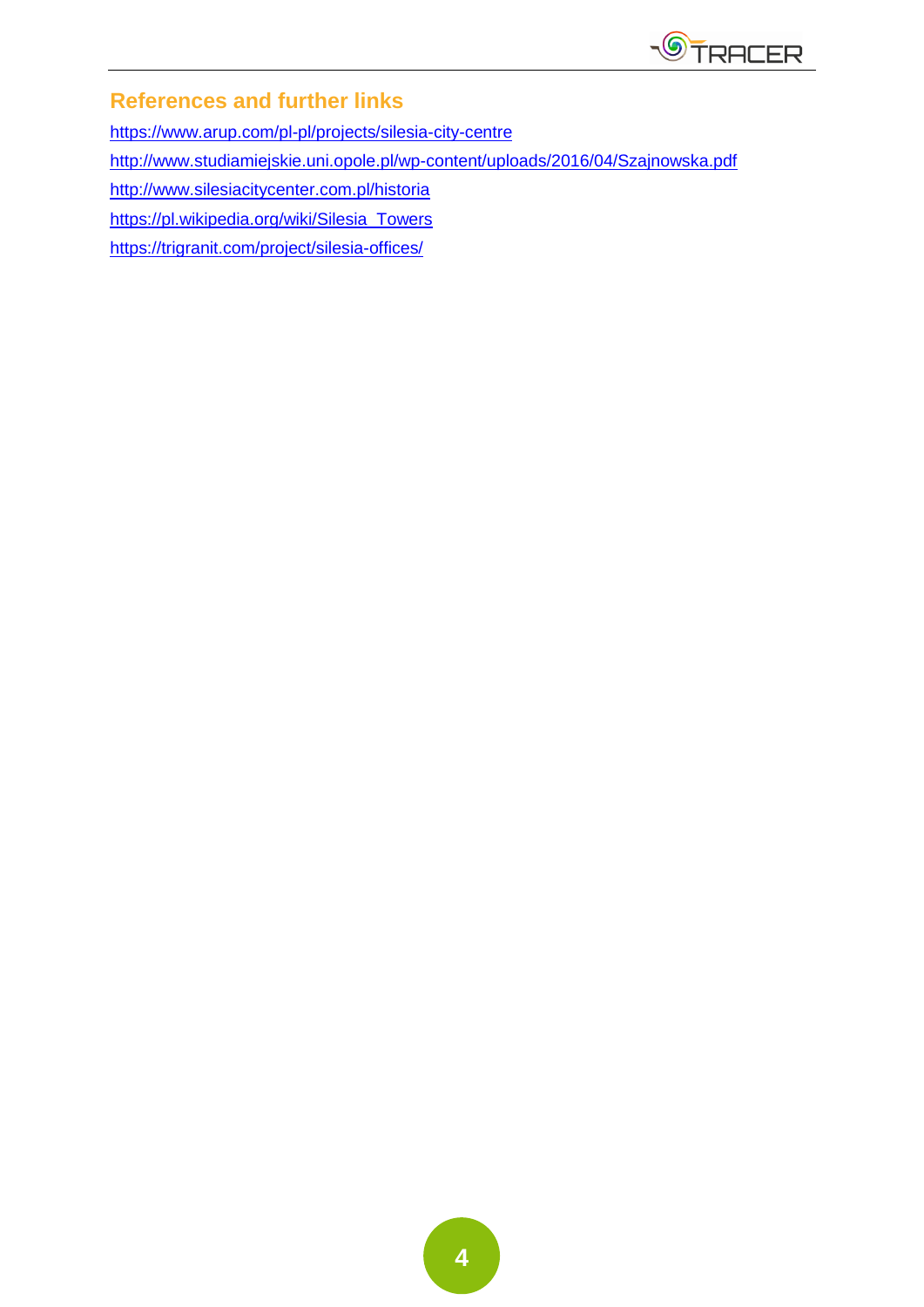## References and further links

https://www.arup.com/pl-pl/projects/silesia-city-centre

http://www.studiamiejskie.uni.opole.pl/wp-content/uploads/2016/04/Szajnowska.pdf

http://www.silesiacitycenter.com.pl/historia

https://pl.wikipedia.org/wiki/Silesia_Towers

https://trigranit.com/project/silesia-offices/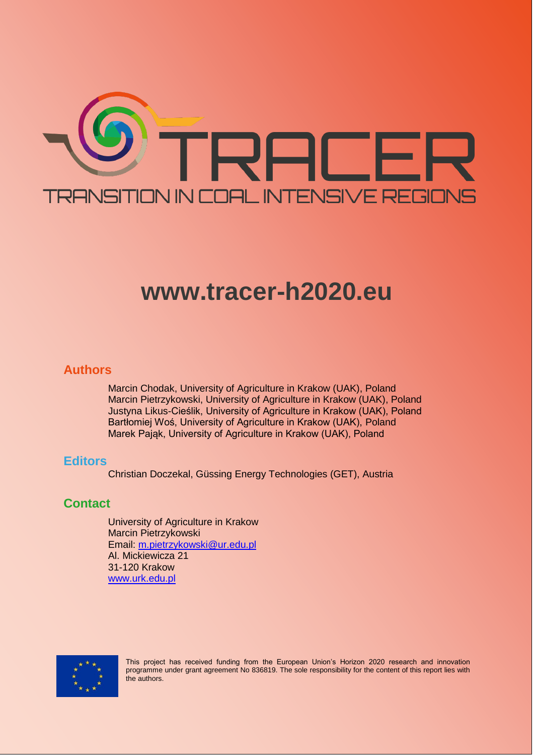# TRACER

TRANSITION IN COAL INTENSIVE REGIONS

**www.tracer-h2020.eu**

## Authors

Marcin Chodak, University of Agriculture in Krakow (UAK), Poland
Marcin Pietrzykowski, University of Agriculture in Krakow (UAK), Poland
Justyna Likus-Cieślik, University of Agriculture in Krakow (UAK), Poland
Bartłomiej Woś, University of Agriculture in Krakow (UAK), Poland
Marek Pająk, University of Agriculture in Krakow (UAK), Poland

## Editors

Christian Doczekal, Güssing Energy Technologies (GET), Austria

## Contact

University of Agriculture in Krakow
Marcin Pietrzykowski
Email: m.pietrzykowski@ur.edu.pl
Al. Mickiewicza 21
31-120 Krakow
www.urk.edu.pl

This project has received funding from the European Union's Horizon 2020 research and innovation programme under grant agreement No 836819. The sole responsibility for the content of this report lies with the authors.